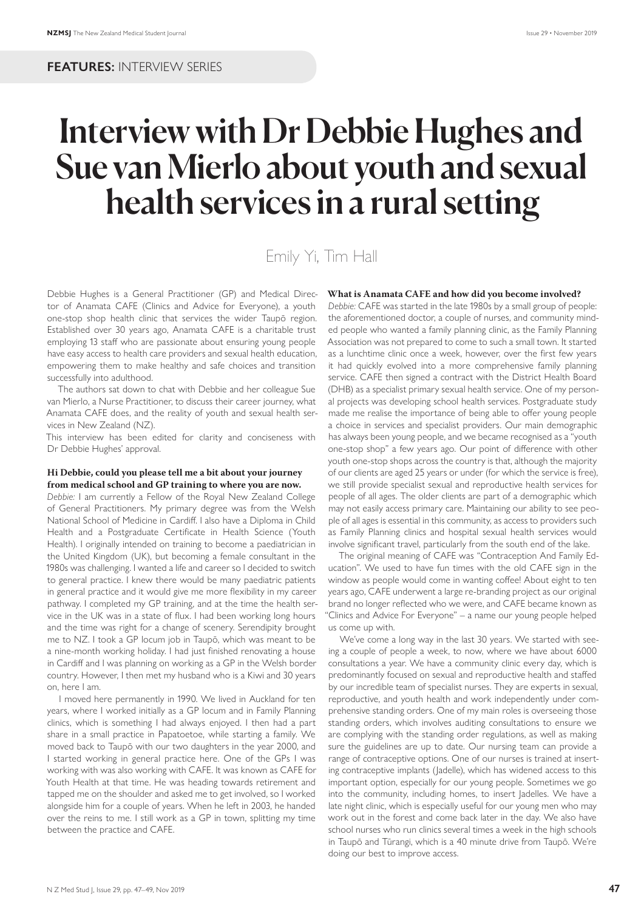**FEATURES:** INTERVIEW SERIES

# Interview with Dr Debbie Hughes and Sue van Mierlo about youth and sexual health services in a rural setting

Emily Yi, Tim Hall

Debbie Hughes is a General Practitioner (GP) and Medical Director of Anamata CAFE (Clinics and Advice for Everyone), a youth one-stop shop health clinic that services the wider Taupō region. Established over 30 years ago, Anamata CAFE is a charitable trust employing 13 staff who are passionate about ensuring young people have easy access to health care providers and sexual health education, empowering them to make healthy and safe choices and transition successfully into adulthood.

The authors sat down to chat with Debbie and her colleague Sue van Mierlo, a Nurse Practitioner, to discuss their career journey, what Anamata CAFE does, and the reality of youth and sexual health services in New Zealand (NZ).

This interview has been edited for clarity and conciseness with Dr Debbie Hughes' approval.

**Hi Debbie, could you please tell me a bit about your journey from medical school and GP training to where you are now.**

*Debbie:* I am currently a Fellow of the Royal New Zealand College of General Practitioners. My primary degree was from the Welsh National School of Medicine in Cardiff. I also have a Diploma in Child Health and a Postgraduate Certificate in Health Science (Youth Health). I originally intended on training to become a paediatrician in the United Kingdom (UK), but becoming a female consultant in the 1980s was challenging. I wanted a life and career so I decided to switch to general practice. I knew there would be many paediatric patients in general practice and it would give me more flexibility in my career pathway. I completed my GP training, and at the time the health service in the UK was in a state of flux. I had been working long hours and the time was right for a change of scenery. Serendipity brought me to NZ. I took a GP locum job in Taupō, which was meant to be a nine-month working holiday. I had just finished renovating a house in Cardiff and I was planning on working as a GP in the Welsh border country. However, I then met my husband who is a Kiwi and 30 years on, here I am.

I moved here permanently in 1990. We lived in Auckland for ten years, where I worked initially as a GP locum and in Family Planning clinics, which is something I had always enjoyed. I then had a part share in a small practice in Papatoetoe, while starting a family. We moved back to Taupō with our two daughters in the year 2000, and I started working in general practice here. One of the GPs I was working with was also working with CAFE. It was known as CAFE for Youth Health at that time. He was heading towards retirement and tapped me on the shoulder and asked me to get involved, so I worked alongside him for a couple of years. When he left in 2003, he handed over the reins to me. I still work as a GP in town, splitting my time between the practice and CAFE.

**What is Anamata CAFE and how did you become involved?**

*Debbie:* CAFE was started in the late 1980s by a small group of people: the aforementioned doctor, a couple of nurses, and community minded people who wanted a family planning clinic, as the Family Planning Association was not prepared to come to such a small town. It started as a lunchtime clinic once a week, however, over the first few years it had quickly evolved into a more comprehensive family planning service. CAFE then signed a contract with the District Health Board (DHB) as a specialist primary sexual health service. One of my personal projects was developing school health services. Postgraduate study made me realise the importance of being able to offer young people a choice in services and specialist providers. Our main demographic has always been young people, and we became recognised as a "youth one-stop shop" a few years ago. Our point of difference with other youth one-stop shops across the country is that, although the majority of our clients are aged 25 years or under (for which the service is free), we still provide specialist sexual and reproductive health services for people of all ages. The older clients are part of a demographic which may not easily access primary care. Maintaining our ability to see people of all ages is essential in this community, as access to providers such as Family Planning clinics and hospital sexual health services would involve significant travel, particularly from the south end of the lake.

The original meaning of CAFE was "Contraception And Family Education". We used to have fun times with the old CAFE sign in the window as people would come in wanting coffee! About eight to ten years ago, CAFE underwent a large re-branding project as our original brand no longer reflected who we were, and CAFE became known as "Clinics and Advice For Everyone" – a name our young people helped us come up with.

We've come a long way in the last 30 years. We started with seeing a couple of people a week, to now, where we have about 6000 consultations a year. We have a community clinic every day, which is predominantly focused on sexual and reproductive health and staffed by our incredible team of specialist nurses. They are experts in sexual, reproductive, and youth health and work independently under comprehensive standing orders. One of my main roles is overseeing those standing orders, which involves auditing consultations to ensure we are complying with the standing order regulations, as well as making sure the guidelines are up to date. Our nursing team can provide a range of contraceptive options. One of our nurses is trained at inserting contraceptive implants (Jadelle), which has widened access to this important option, especially for our young people. Sometimes we go into the community, including homes, to insert Jadelles. We have a late night clinic, which is especially useful for our young men who may work out in the forest and come back later in the day. We also have school nurses who run clinics several times a week in the high schools in Taupō and Tūrangi, which is a 40 minute drive from Taupō. We're doing our best to improve access.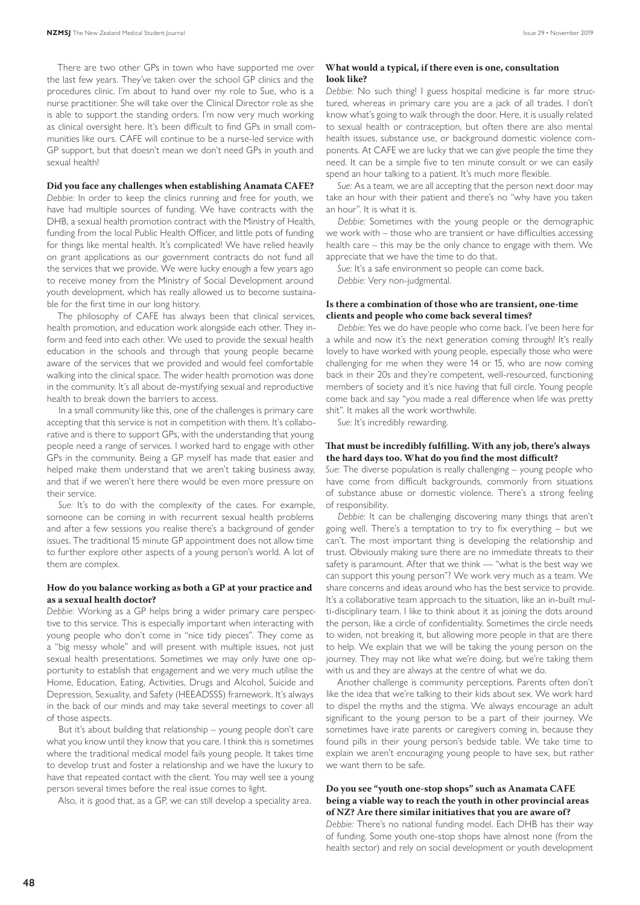There are two other GPs in town who have supported me over the last few years. They've taken over the school GP clinics and the procedures clinic. I'm about to hand over my role to Sue, who is a nurse practitioner. She will take over the Clinical Director role as she is able to support the standing orders. I'm now very much working as clinical oversight here. It's been difficult to find GPs in small communities like ours. CAFE will continue to be a nurse-led service with GP support, but that doesn't mean we don't need GPs in youth and sexual health!

**Did you face any challenges when establishing Anamata CAFE?**

*Debbie:* In order to keep the clinics running and free for youth, we have had multiple sources of funding. We have contracts with the DHB, a sexual health promotion contract with the Ministry of Health, funding from the local Public Health Officer, and little pots of funding for things like mental health. It's complicated! We have relied heavily on grant applications as our government contracts do not fund all the services that we provide. We were lucky enough a few years ago to receive money from the Ministry of Social Development around youth development, which has really allowed us to become sustainable for the first time in our long history.

The philosophy of CAFE has always been that clinical services, health promotion, and education work alongside each other. They inform and feed into each other. We used to provide the sexual health education in the schools and through that young people became aware of the services that we provided and would feel comfortable walking into the clinical space. The wider health promotion was done in the community. It's all about de-mystifying sexual and reproductive health to break down the barriers to access.

In a small community like this, one of the challenges is primary care accepting that this service is not in competition with them. It's collaborative and is there to support GPs, with the understanding that young people need a range of services. I worked hard to engage with other GPs in the community. Being a GP myself has made that easier and helped make them understand that we aren't taking business away, and that if we weren't here there would be even more pressure on their service.

*Sue:* It's to do with the complexity of the cases. For example, someone can be coming in with recurrent sexual health problems and after a few sessions you realise there's a background of gender issues. The traditional 15 minute GP appointment does not allow time to further explore other aspects of a young person's world. A lot of them are complex.

**How do you balance working as both a GP at your practice and as a sexual health doctor?**

*Debbie:* Working as a GP helps bring a wider primary care perspective to this service. This is especially important when interacting with young people who don't come in "nice tidy pieces". They come as a "big messy whole" and will present with multiple issues, not just sexual health presentations. Sometimes we may only have one opportunity to establish that engagement and we very much utilise the Home, Education, Eating, Activities, Drugs and Alcohol, Suicide and Depression, Sexuality, and Safety (HEEADSSS) framework. It's always in the back of our minds and may take several meetings to cover all of those aspects.

But it's about building that relationship – young people don't care what you know until they know that you care. I think this is sometimes where the traditional medical model fails young people. It takes time to develop trust and foster a relationship and we have the luxury to have that repeated contact with the client. You may well see a young person several times before the real issue comes to light.

Also, it is good that, as a GP, we can still develop a speciality area.

**What would a typical, if there even is one, consultation look like?**

*Debbie:* No such thing! I guess hospital medicine is far more structured, whereas in primary care you are a jack of all trades. I don't know what's going to walk through the door. Here, it is usually related to sexual health or contraception, but often there are also mental health issues, substance use, or background domestic violence components. At CAFE we are lucky that we can give people the time they need. It can be a simple five to ten minute consult or we can easily spend an hour talking to a patient. It's much more flexible.

*Sue:* As a team, we are all accepting that the person next door may take an hour with their patient and there's no "why have you taken an hour". It is what it is.

*Debbie:* Sometimes with the young people or the demographic we work with – those who are transient or have difficulties accessing health care – this may be the only chance to engage with them. We appreciate that we have the time to do that.

*Sue:* It's a safe environment so people can come back.

*Debbie:* Very non-judgmental.

**Is there a combination of those who are transient, one-time clients and people who come back several times?**

*Debbie:* Yes we do have people who come back. I've been here for a while and now it's the next generation coming through! It's really lovely to have worked with young people, especially those who were challenging for me when they were 14 or 15, who are now coming back in their 20s and they're competent, well-resourced, functioning members of society and it's nice having that full circle. Young people come back and say "you made a real difference when life was pretty shit". It makes all the work worthwhile.

*Sue:* It's incredibly rewarding.

**That must be incredibly fulfilling. With any job, there's always the hard days too. What do you find the most difficult?**

*Sue:* The diverse population is really challenging – young people who have come from difficult backgrounds, commonly from situations of substance abuse or domestic violence. There's a strong feeling of responsibility.

*Debbie:* It can be challenging discovering many things that aren't going well. There's a temptation to try to fix everything – but we can't. The most important thing is developing the relationship and trust. Obviously making sure there are no immediate threats to their safety is paramount. After that we think — "what is the best way we can support this young person"? We work very much as a team. We share concerns and ideas around who has the best service to provide. It's a collaborative team approach to the situation, like an in-built multi-disciplinary team. I like to think about it as joining the dots around the person, like a circle of confidentiality. Sometimes the circle needs to widen, not breaking it, but allowing more people in that are there to help. We explain that we will be taking the young person on the journey. They may not like what we're doing, but we're taking them with us and they are always at the centre of what we do.

Another challenge is community perceptions. Parents often don't like the idea that we're talking to their kids about sex. We work hard to dispel the myths and the stigma. We always encourage an adult significant to the young person to be a part of their journey. We sometimes have irate parents or caregivers coming in, because they found pills in their young person's bedside table. We take time to explain we aren't encouraging young people to have sex, but rather we want them to be safe.

**Do you see "youth one-stop shops" such as Anamata CAFE being a viable way to reach the youth in other provincial areas of NZ? Are there similar initiatives that you are aware of?**

*Debbie:* There's no national funding model. Each DHB has their way of funding. Some youth one-stop shops have almost none (from the health sector) and rely on social development or youth development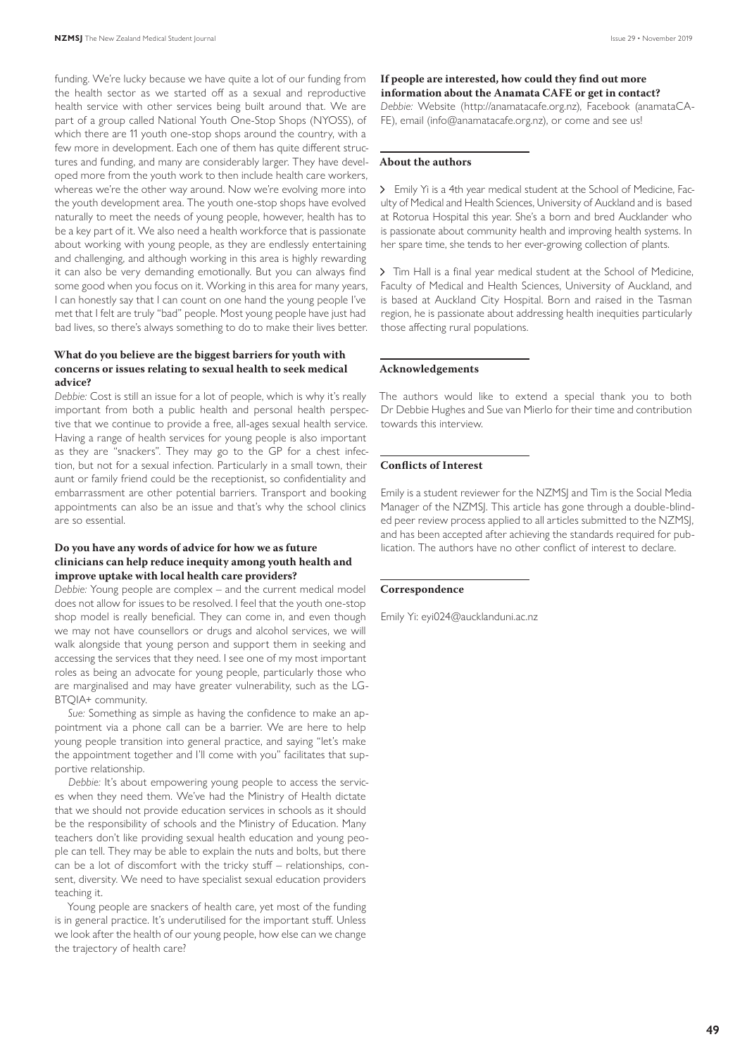funding. We're lucky because we have quite a lot of our funding from the health sector as we started off as a sexual and reproductive health service with other services being built around that. We are part of a group called National Youth One-Stop Shops (NYOSS), of which there are 11 youth one-stop shops around the country, with a few more in development. Each one of them has quite different structures and funding, and many are considerably larger. They have developed more from the youth work to then include health care workers, whereas we're the other way around. Now we're evolving more into the youth development area. The youth one-stop shops have evolved naturally to meet the needs of young people, however, health has to be a key part of it. We also need a health workforce that is passionate about working with young people, as they are endlessly entertaining and challenging, and although working in this area is highly rewarding it can also be very demanding emotionally. But you can always find some good when you focus on it. Working in this area for many years, I can honestly say that I can count on one hand the young people I've met that I felt are truly "bad" people. Most young people have just had bad lives, so there's always something to do to make their lives better.

### What do you believe are the biggest barriers for youth with concerns or issues relating to sexual health to seek medical advice?

*Debbie:* Cost is still an issue for a lot of people, which is why it's really important from both a public health and personal health perspective that we continue to provide a free, all-ages sexual health service. Having a range of health services for young people is also important as they are "snackers". They may go to the GP for a chest infection, but not for a sexual infection. Particularly in a small town, their aunt or family friend could be the receptionist, so confidentiality and embarrassment are other potential barriers. Transport and booking appointments can also be an issue and that's why the school clinics are so essential.

### Do you have any words of advice for how we as future clinicians can help reduce inequity among youth health and improve uptake with local health care providers?

*Debbie:* Young people are complex – and the current medical model does not allow for issues to be resolved. I feel that the youth one-stop shop model is really beneficial. They can come in, and even though we may not have counsellors or drugs and alcohol services, we will walk alongside that young person and support them in seeking and accessing the services that they need. I see one of my most important roles as being an advocate for young people, particularly those who are marginalised and may have greater vulnerability, such as the LGBTQIA+ community.

*Sue:* Something as simple as having the confidence to make an appointment via a phone call can be a barrier. We are here to help young people transition into general practice, and saying "let's make the appointment together and I'll come with you" facilitates that supportive relationship.

*Debbie:* It's about empowering young people to access the services when they need them. We've had the Ministry of Health dictate that we should not provide education services in schools as it should be the responsibility of schools and the Ministry of Education. Many teachers don't like providing sexual health education and young people can tell. They may be able to explain the nuts and bolts, but there can be a lot of discomfort with the tricky stuff – relationships, consent, diversity. We need to have specialist sexual education providers teaching it.

Young people are snackers of health care, yet most of the funding is in general practice. It's underutilised for the important stuff. Unless we look after the health of our young people, how else can we change the trajectory of health care?

### If people are interested, how could they find out more information about the Anamata CAFE or get in contact?

*Debbie:* Website (http://anamatacafe.org.nz), Facebook (anamataCAFE), email (info@anamatacafe.org.nz), or come and see us!

### About the authors

- Emily Yi is a 4th year medical student at the School of Medicine, Faculty of Medical and Health Sciences, University of Auckland and is based at Rotorua Hospital this year. She's a born and bred Aucklander who is passionate about community health and improving health systems. In her spare time, she tends to her ever-growing collection of plants.
- Tim Hall is a final year medical student at the School of Medicine, Faculty of Medical and Health Sciences, University of Auckland, and is based at Auckland City Hospital. Born and raised in the Tasman region, he is passionate about addressing health inequities particularly those affecting rural populations.

### Acknowledgements

The authors would like to extend a special thank you to both Dr Debbie Hughes and Sue van Mierlo for their time and contribution towards this interview.

### Conflicts of Interest

Emily is a student reviewer for the NZMSJ and Tim is the Social Media Manager of the NZMSJ. This article has gone through a double-blinded peer review process applied to all articles submitted to the NZMSJ, and has been accepted after achieving the standards required for publication. The authors have no other conflict of interest to declare.

### Correspondence

Emily Yi: eyi024@aucklanduni.ac.nz